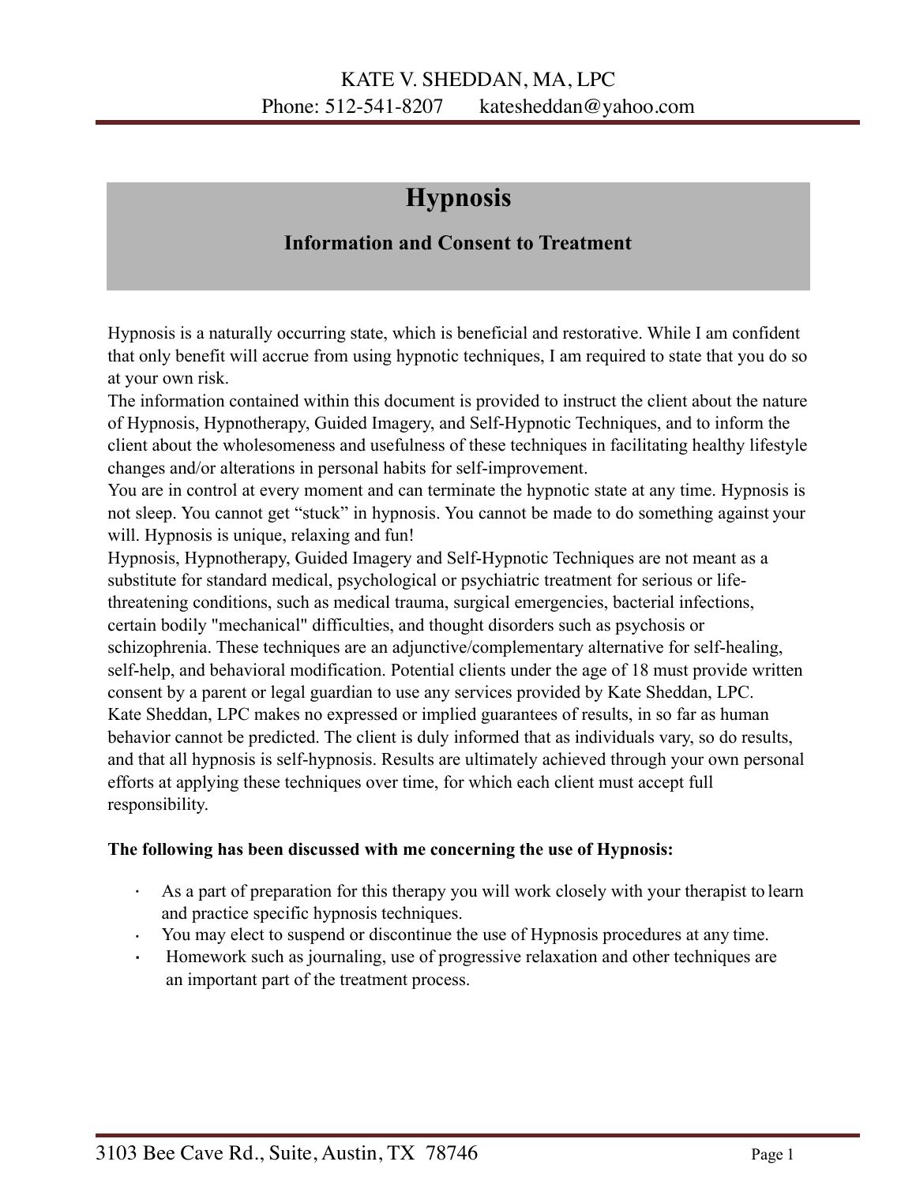KATE V. SHEDDAN, MA, LPC
Phone: 512-541-8207 katesheddan@yahoo.com

# Hypnosis

## Information and Consent to Treatment

Hypnosis is a naturally occurring state, which is beneficial and restorative. While I am confident that only benefit will accrue from using hypnotic techniques, I am required to state that you do so at your own risk.

The information contained within this document is provided to instruct the client about the nature of Hypnosis, Hypnotherapy, Guided Imagery, and Self-Hypnotic Techniques, and to inform the client about the wholesomeness and usefulness of these techniques in facilitating healthy lifestyle changes and/or alterations in personal habits for self-improvement.

You are in control at every moment and can terminate the hypnotic state at any time. Hypnosis is not sleep. You cannot get "stuck" in hypnosis. You cannot be made to do something against your will. Hypnosis is unique, relaxing and fun!

Hypnosis, Hypnotherapy, Guided Imagery and Self-Hypnotic Techniques are not meant as a substitute for standard medical, psychological or psychiatric treatment for serious or life-threatening conditions, such as medical trauma, surgical emergencies, bacterial infections, certain bodily "mechanical" difficulties, and thought disorders such as psychosis or schizophrenia. These techniques are an adjunctive/complementary alternative for self-healing, self-help, and behavioral modification. Potential clients under the age of 18 must provide written consent by a parent or legal guardian to use any services provided by Kate Sheddan, LPC.

Kate Sheddan, LPC makes no expressed or implied guarantees of results, in so far as human behavior cannot be predicted. The client is duly informed that as individuals vary, so do results, and that all hypnosis is self-hypnosis. Results are ultimately achieved through your own personal efforts at applying these techniques over time, for which each client must accept full responsibility.

**The following has been discussed with me concerning the use of Hypnosis:**

- As a part of preparation for this therapy you will work closely with your therapist to learn and practice specific hypnosis techniques.
- You may elect to suspend or discontinue the use of Hypnosis procedures at any time.
- Homework such as journaling, use of progressive relaxation and other techniques are an important part of the treatment process.

3103 Bee Cave Rd., Suite, Austin, TX 78746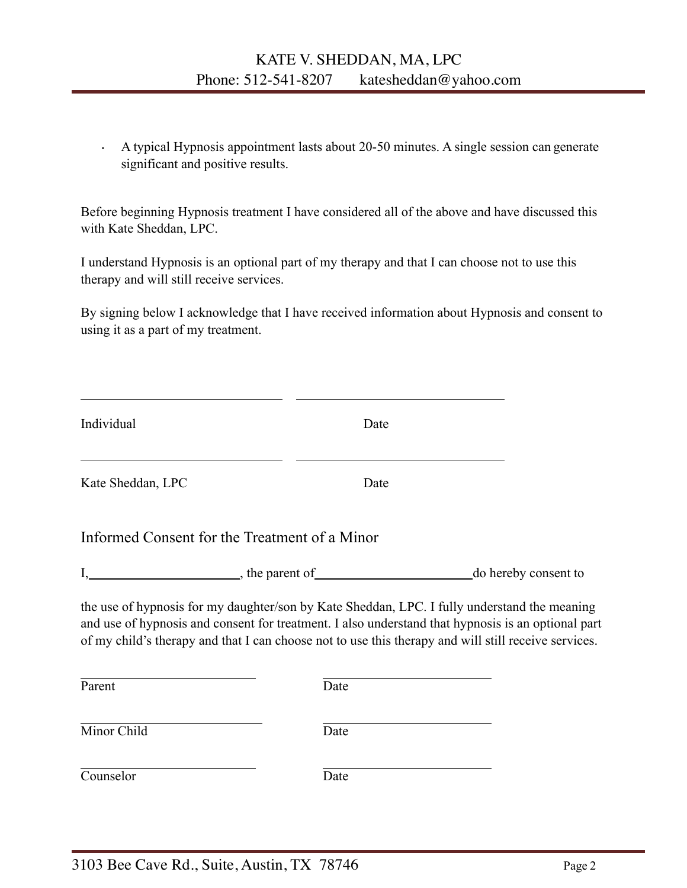- A typical Hypnosis appointment lasts about 20-50 minutes. A single session can generate significant and positive results.

Before beginning Hypnosis treatment I have considered all of the above and have discussed this with Kate Sheddan, LPC.

I understand Hypnosis is an optional part of my therapy and that I can choose not to use this therapy and will still receive services.

By signing below I acknowledge that I have received information about Hypnosis and consent to using it as a part of my treatment.

______________________________ ______________________________

Individual Date

______________________________ ______________________________

Kate Sheddan, LPC Date

## Informed Consent for the Treatment of a Minor

I,______________________, the parent of______________________do hereby consent to

the use of hypnosis for my daughter/son by Kate Sheddan, LPC. I fully understand the meaning and use of hypnosis and consent for treatment. I also understand that hypnosis is an optional part of my child's therapy and that I can choose not to use this therapy and will still receive services.

______________________________ ______________________________
Parent Date

______________________________ ______________________________
Minor Child Date

______________________________ ______________________________
Counselor Date

3103 Bee Cave Rd., Suite, Austin, TX 78746